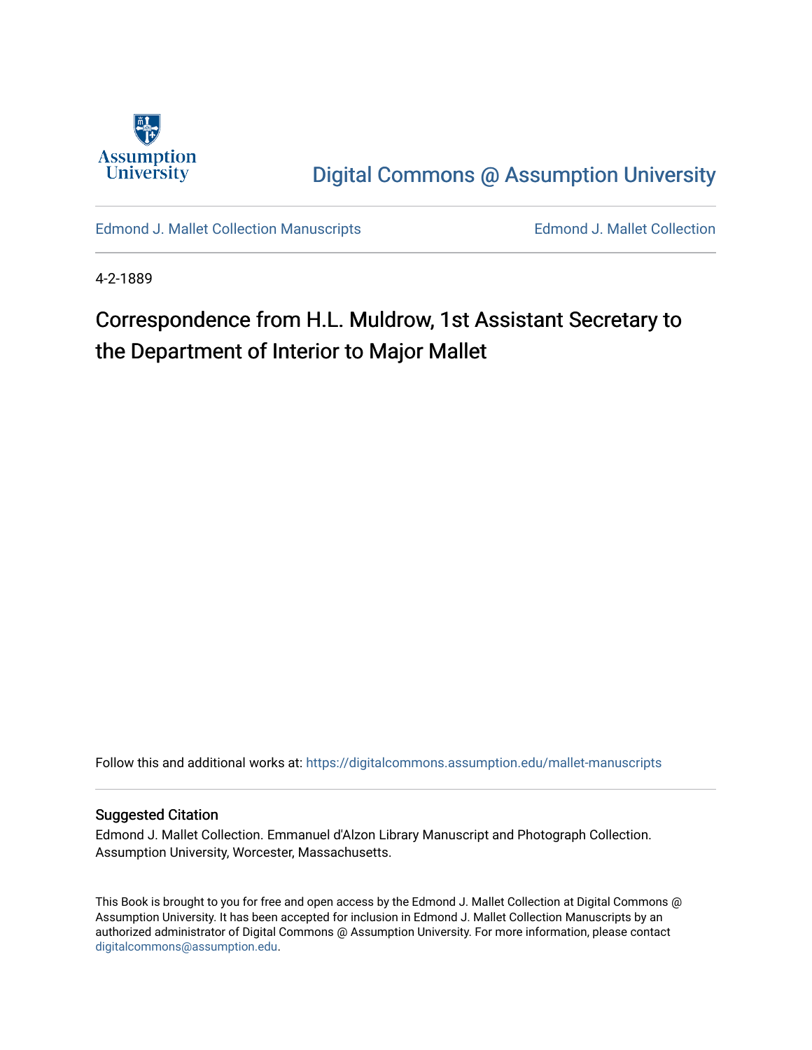Assumption University

Digital Commons @ Assumption University

Edmond J. Mallet Collection Manuscripts

Edmond J. Mallet Collection

4-2-1889

# Correspondence from H.L. Muldrow, 1st Assistant Secretary to the Department of Interior to Major Mallet

Follow this and additional works at: https://digitalcommons.assumption.edu/mallet-manuscripts

## Suggested Citation

Edmond J. Mallet Collection. Emmanuel d'Alzon Library Manuscript and Photograph Collection. Assumption University, Worcester, Massachusetts.

This Book is brought to you for free and open access by the Edmond J. Mallet Collection at Digital Commons @ Assumption University. It has been accepted for inclusion in Edmond J. Mallet Collection Manuscripts by an authorized administrator of Digital Commons @ Assumption University. For more information, please contact digitalcommons@assumption.edu.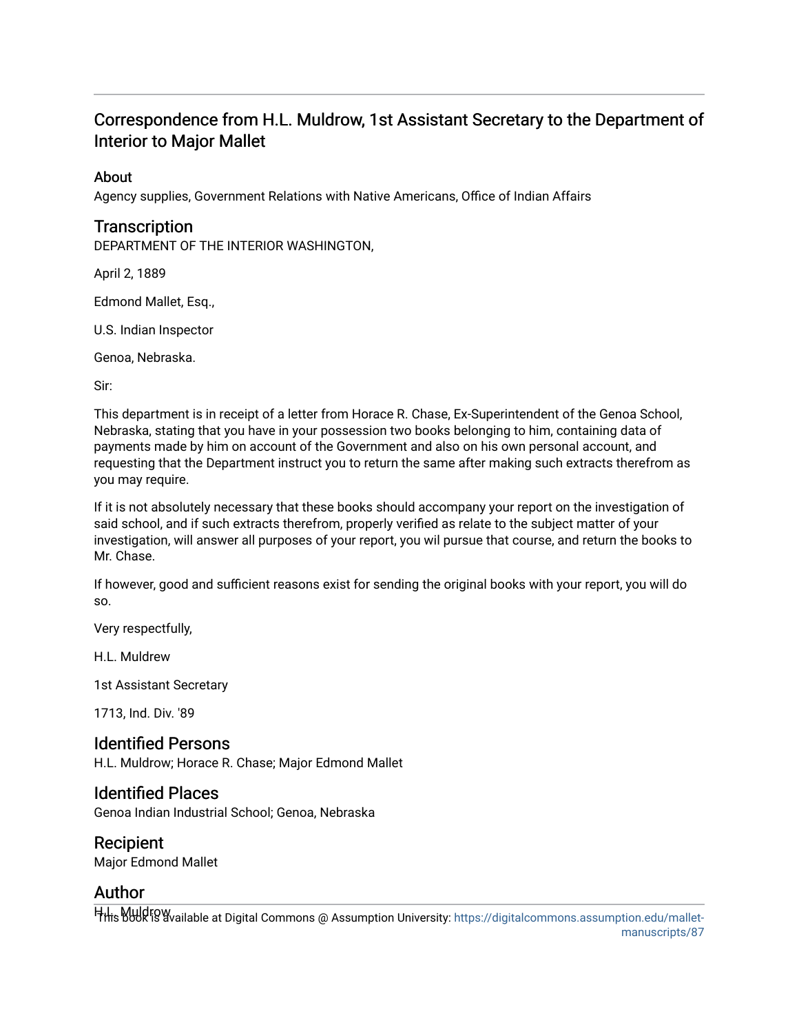## Correspondence from H.L. Muldrow, 1st Assistant Secretary to the Department of Interior to Major Mallet

### About

Agency supplies, Government Relations with Native Americans, Office of Indian Affairs

### Transcription

DEPARTMENT OF THE INTERIOR WASHINGTON,

April 2, 1889

Edmond Mallet, Esq.,

U.S. Indian Inspector

Genoa, Nebraska.

Sir:

This department is in receipt of a letter from Horace R. Chase, Ex-Superintendent of the Genoa School, Nebraska, stating that you have in your possession two books belonging to him, containing data of payments made by him on account of the Government and also on his own personal account, and requesting that the Department instruct you to return the same after making such extracts therefrom as you may require.

If it is not absolutely necessary that these books should accompany your report on the investigation of said school, and if such extracts therefrom, properly verified as relate to the subject matter of your investigation, will answer all purposes of your report, you wil pursue that course, and return the books to Mr. Chase.

If however, good and sufficient reasons exist for sending the original books with your report, you will do so.

Very respectfully,

H.L. Muldrew

1st Assistant Secretary

1713, Ind. Div. '89

### Identified Persons

H.L. Muldrow; Horace R. Chase; Major Edmond Mallet

### Identified Places

Genoa Indian Industrial School; Genoa, Nebraska

### Recipient

Major Edmond Mallet

### Author

H.L. Muldrow

This book is available at Digital Commons @ Assumption University: https://digitalcommons.assumption.edu/mallet-manuscripts/87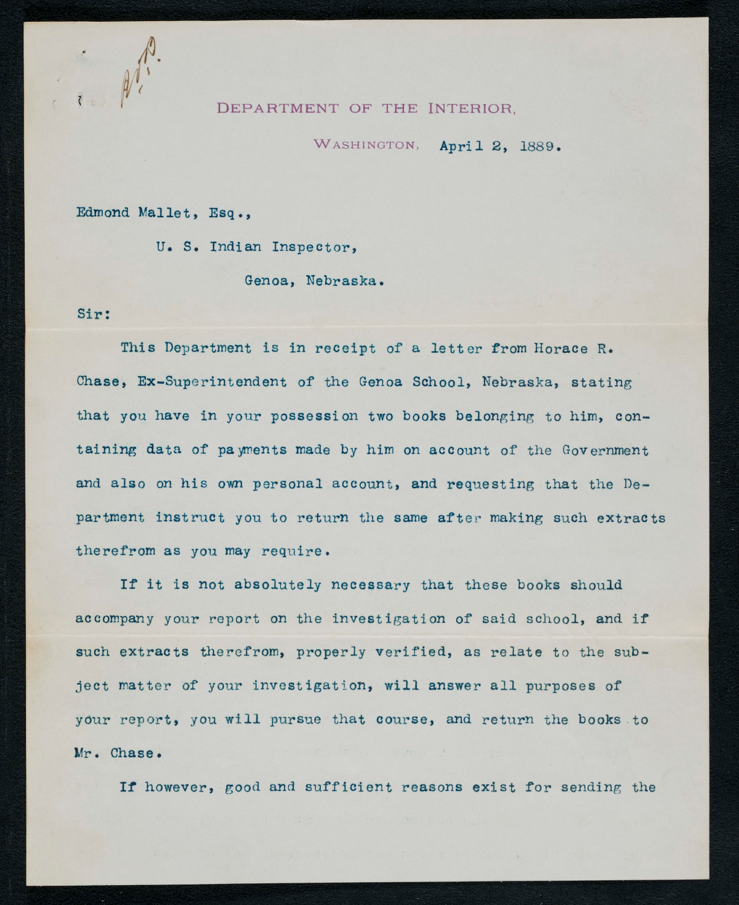DEPARTMENT OF THE INTERIOR,

WASHINGTON, April 2, 1889.

Edmond Mallet, Esq.,

U. S. Indian Inspector,

Genoa, Nebraska.

Sir:

This Department is in receipt of a letter from Horace R. Chase, Ex-Superintendent of the Genoa School, Nebraska, stating that you have in your possession two books belonging to him, containing data of payments made by him on account of the Government and also on his own personal account, and requesting that the Department instruct you to return the same after making such extracts therefrom as you may require.

If it is not absolutely necessary that these books should accompany your report on the investigation of said school, and if such extracts therefrom, properly verified, as relate to the subject matter of your investigation, will answer all purposes of your report, you will pursue that course, and return the books to Mr. Chase.

If however, good and sufficient reasons exist for sending the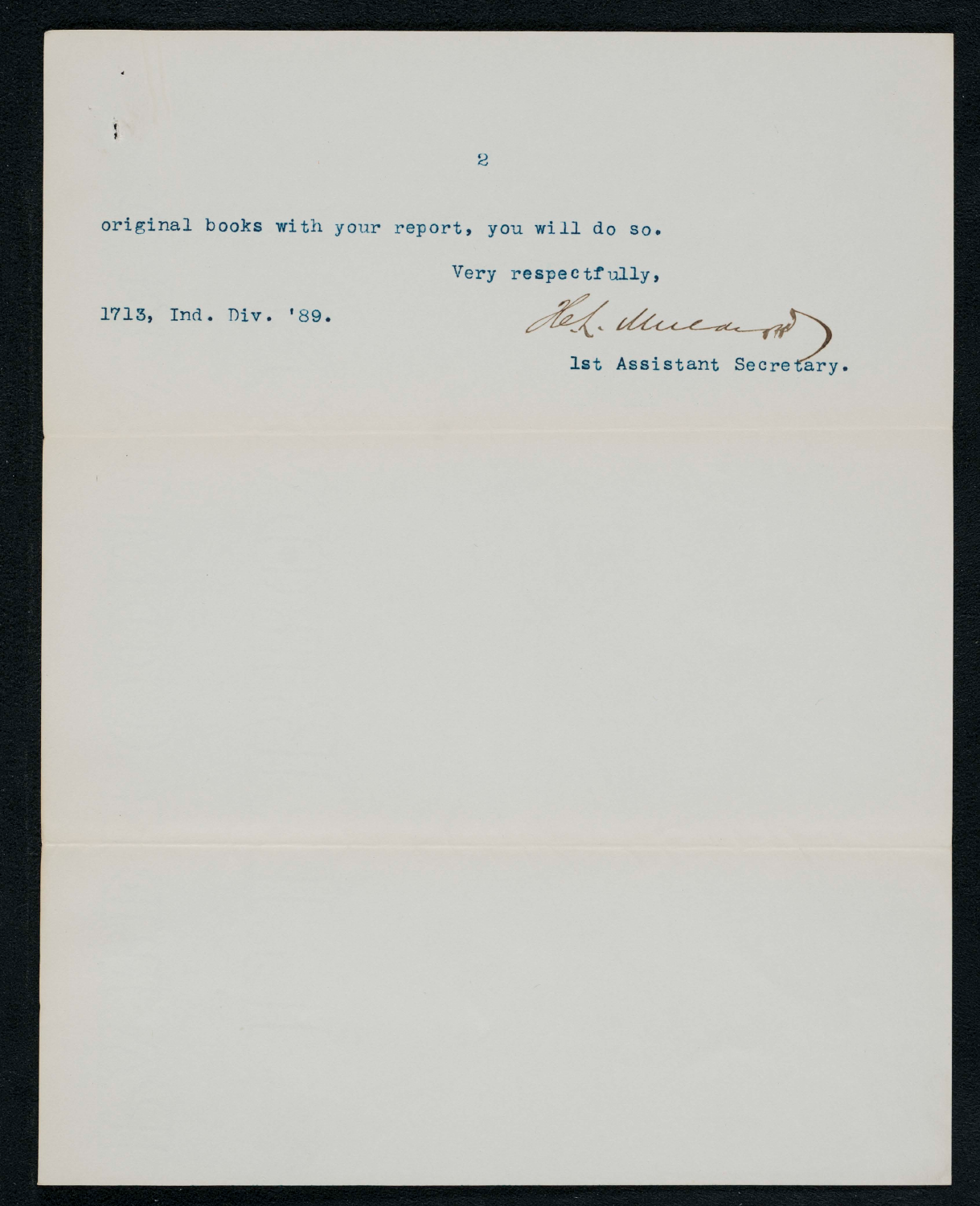original books with your report, you will do so.

Very respectfully,

1713, Ind. Div. '89.

H. L. Muldrow

1st Assistant Secretary.